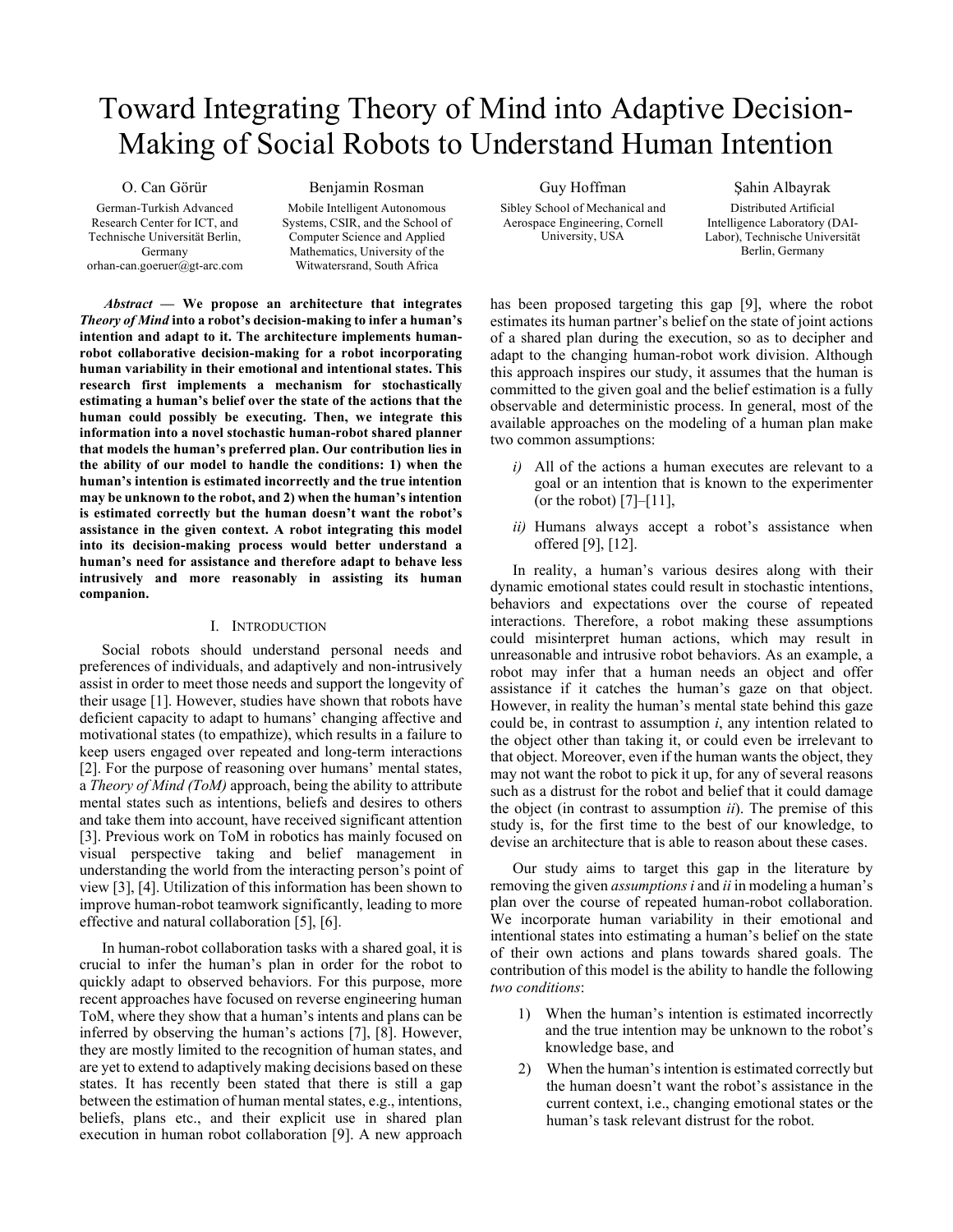# Toward Integrating Theory of Mind into Adaptive Decision-Making of Social Robots to Understand Human Intention

O. Can Görür
German-Turkish Advanced Research Center for ICT, and Technische Universität Berlin, Germany
orhan-can.goeruer@gt-arc.com

Benjamin Rosman
Mobile Intelligent Autonomous Systems, CSIR, and the School of Computer Science and Applied Mathematics, University of the Witwatersrand, South Africa

Guy Hoffman
Sibley School of Mechanical and Aerospace Engineering, Cornell University, USA

Şahin Albayrak
Distributed Artificial Intelligence Laboratory (DAI-Labor), Technische Universität Berlin, Germany

***Abstract* — We propose an architecture that integrates *Theory of Mind* into a robot's decision-making to infer a human's intention and adapt to it. The architecture implements human-robot collaborative decision-making for a robot incorporating human variability in their emotional and intentional states. This research first implements a mechanism for stochastically estimating a human's belief over the state of the actions that the human could possibly be executing. Then, we integrate this information into a novel stochastic human-robot shared planner that models the human's preferred plan. Our contribution lies in the ability of our model to handle the conditions: 1) when the human's intention is estimated incorrectly and the true intention may be unknown to the robot, and 2) when the human's intention is estimated correctly but the human doesn't want the robot's assistance in the given context. A robot integrating this model into its decision-making process would better understand a human's need for assistance and therefore adapt to behave less intrusively and more reasonably in assisting its human companion.**

## I. Introduction

Social robots should understand personal needs and preferences of individuals, and adaptively and non-intrusively assist in order to meet those needs and support the longevity of their usage [1]. However, studies have shown that robots have deficient capacity to adapt to humans' changing affective and motivational states (to empathize), which results in a failure to keep users engaged over repeated and long-term interactions [2]. For the purpose of reasoning over humans' mental states, a *Theory of Mind (ToM)* approach, being the ability to attribute mental states such as intentions, beliefs and desires to others and take them into account, have received significant attention [3]. Previous work on ToM in robotics has mainly focused on visual perspective taking and belief management in understanding the world from the interacting person's point of view [3], [4]. Utilization of this information has been shown to improve human-robot teamwork significantly, leading to more effective and natural collaboration [5], [6].

In human-robot collaboration tasks with a shared goal, it is crucial to infer the human's plan in order for the robot to quickly adapt to observed behaviors. For this purpose, more recent approaches have focused on reverse engineering human ToM, where they show that a human's intents and plans can be inferred by observing the human's actions [7], [8]. However, they are mostly limited to the recognition of human states, and are yet to extend to adaptively making decisions based on these states. It has recently been stated that there is still a gap between the estimation of human mental states, e.g., intentions, beliefs, plans etc., and their explicit use in shared plan execution in human robot collaboration [9]. A new approach has been proposed targeting this gap [9], where the robot estimates its human partner's belief on the state of joint actions of a shared plan during the execution, so as to decipher and adapt to the changing human-robot work division. Although this approach inspires our study, it assumes that the human is committed to the given goal and the belief estimation is a fully observable and deterministic process. In general, most of the available approaches on the modeling of a human plan make two common assumptions:

*i)* All of the actions a human executes are relevant to a goal or an intention that is known to the experimenter (or the robot) [7]–[11],

*ii)* Humans always accept a robot's assistance when offered [9], [12].

In reality, a human's various desires along with their dynamic emotional states could result in stochastic intentions, behaviors and expectations over the course of repeated interactions. Therefore, a robot making these assumptions could misinterpret human actions, which may result in unreasonable and intrusive robot behaviors. As an example, a robot may infer that a human needs an object and offer assistance if it catches the human's gaze on that object. However, in reality the human's mental state behind this gaze could be, in contrast to assumption *i*, any intention related to the object other than taking it, or could even be irrelevant to that object. Moreover, even if the human wants the object, they may not want the robot to pick it up, for any of several reasons such as a distrust for the robot and belief that it could damage the object (in contrast to assumption *ii*). The premise of this study is, for the first time to the best of our knowledge, to devise an architecture that is able to reason about these cases.

Our study aims to target this gap in the literature by removing the given *assumptions i* and *ii* in modeling a human's plan over the course of repeated human-robot collaboration. We incorporate human variability in their emotional and intentional states into estimating a human's belief on the state of their own actions and plans towards shared goals. The contribution of this model is the ability to handle the following *two conditions*:

1) When the human's intention is estimated incorrectly and the true intention may be unknown to the robot's knowledge base, and
2) When the human's intention is estimated correctly but the human doesn't want the robot's assistance in the current context, i.e., changing emotional states or the human's task relevant distrust for the robot.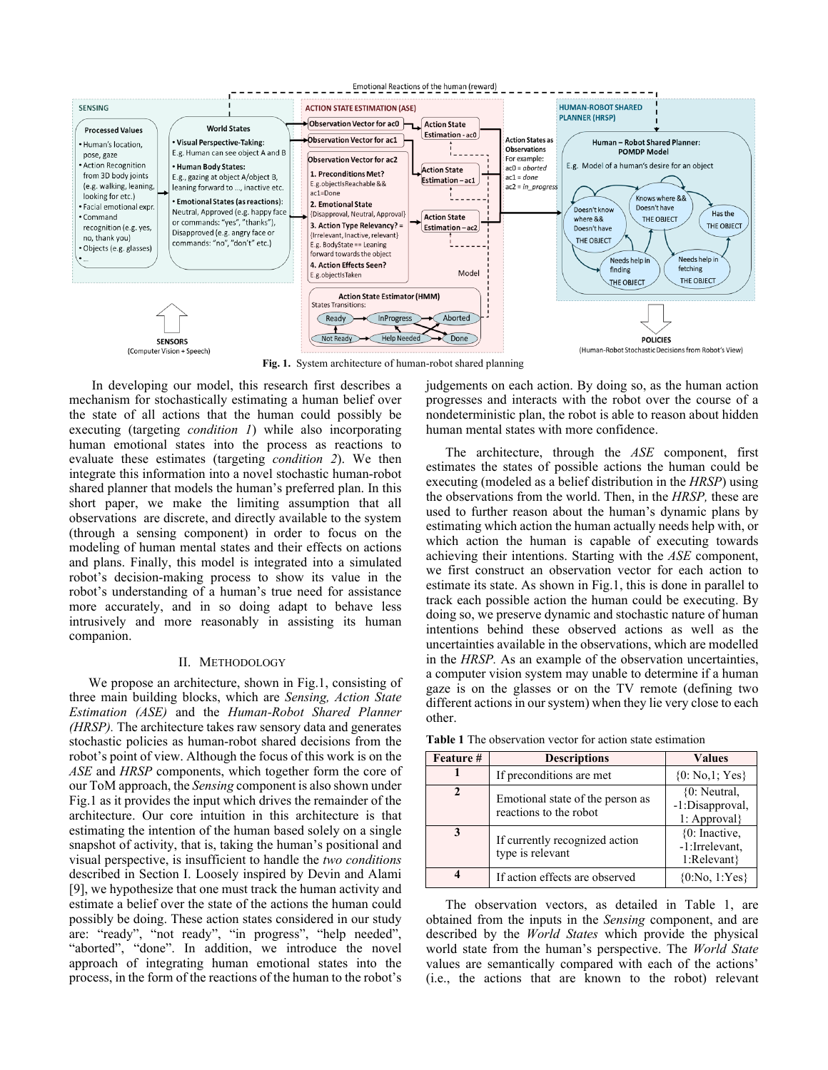Fig. 1. System architecture of human-robot shared planning

In developing our model, this research first describes a mechanism for stochastically estimating a human belief over the state of all actions that the human could possibly be executing (targeting *condition 1*) while also incorporating human emotional states into the process as reactions to evaluate these estimates (targeting *condition 2*). We then integrate this information into a novel stochastic human-robot shared planner that models the human's preferred plan. In this short paper, we make the limiting assumption that all observations are discrete, and directly available to the system (through a sensing component) in order to focus on the modeling of human mental states and their effects on actions and plans. Finally, this model is integrated into a simulated robot's decision-making process to show its value in the robot's understanding of a human's true need for assistance more accurately, and in so doing adapt to behave less intrusively and more reasonably in assisting its human companion.

## II. Methodology

We propose an architecture, shown in Fig.1, consisting of three main building blocks, which are *Sensing, Action State Estimation (ASE)* and the *Human-Robot Shared Planner (HRSP).* The architecture takes raw sensory data and generates stochastic policies as human-robot shared decisions from the robot's point of view. Although the focus of this work is on the *ASE* and *HRSP* components, which together form the core of our ToM approach, the *Sensing* component is also shown under Fig.1 as it provides the input which drives the remainder of the architecture. Our core intuition in this architecture is that estimating the intention of the human based solely on a single snapshot of activity, that is, taking the human's positional and visual perspective, is insufficient to handle the *two conditions* described in Section I. Loosely inspired by Devin and Alami [9], we hypothesize that one must track the human activity and estimate a belief over the state of the actions the human could possibly be doing. These action states considered in our study are: "ready", "not ready", "in progress", "help needed", "aborted", "done". In addition, we introduce the novel approach of integrating human emotional states into the process, in the form of the reactions of the human to the robot's judgements on each action. By doing so, as the human action progresses and interacts with the robot over the course of a nondeterministic plan, the robot is able to reason about hidden human mental states with more confidence.

The architecture, through the *ASE* component, first estimates the states of possible actions the human could be executing (modeled as a belief distribution in the *HRSP*) using the observations from the world. Then, in the *HRSP,* these are used to further reason about the human's dynamic plans by estimating which action the human actually needs help with, or which action the human is capable of executing towards achieving their intentions. Starting with the *ASE* component, we first construct an observation vector for each action to estimate its state. As shown in Fig.1, this is done in parallel to track each possible action the human could be executing. By doing so, we preserve dynamic and stochastic nature of human intentions behind these observed actions as well as the uncertainties available in the observations, which are modelled in the *HRSP.* As an example of the observation uncertainties, a computer vision system may unable to determine if a human gaze is on the glasses or on the TV remote (defining two different actions in our system) when they lie very close to each other.

**Table 1** The observation vector for action state estimation

| Feature # | Descriptions | Values |
|---|---|---|
| 1 | If preconditions are met | {0: No,1; Yes} |
| 2 | Emotional state of the person as reactions to the robot | {0: Neutral, -1:Disapproval, 1: Approval} |
| 3 | If currently recognized action type is relevant | {0: Inactive, -1:Irrelevant, 1:Relevant} |
| 4 | If action effects are observed | {0:No, 1:Yes} |

The observation vectors, as detailed in Table 1, are obtained from the inputs in the *Sensing* component, and are described by the *World States* which provide the physical world state from the human's perspective. The *World State* values are semantically compared with each of the actions' (i.e., the actions that are known to the robot) relevant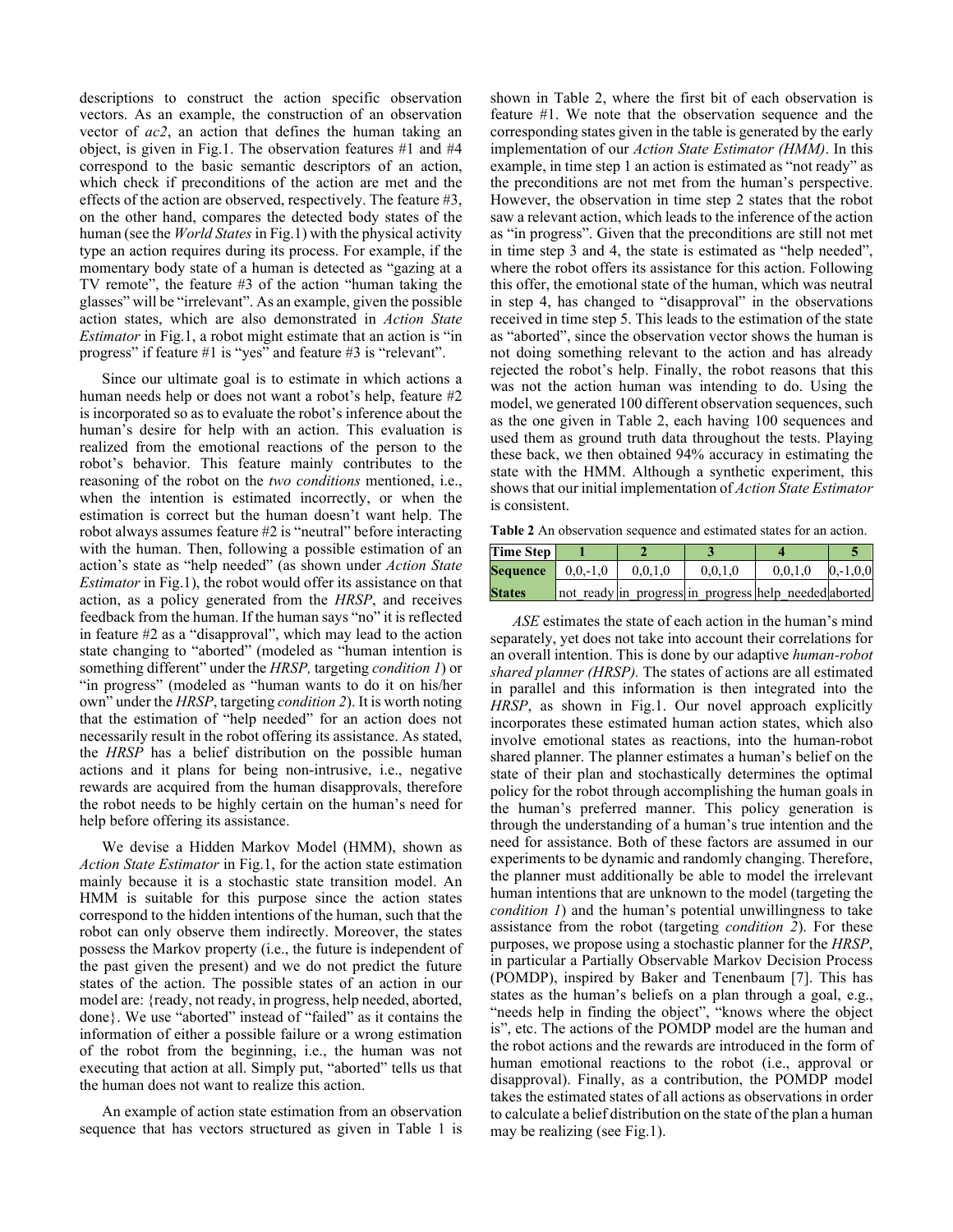descriptions to construct the action specific observation vectors. As an example, the construction of an observation vector of *ac2*, an action that defines the human taking an object, is given in Fig.1. The observation features #1 and #4 correspond to the basic semantic descriptors of an action, which check if preconditions of the action are met and the effects of the action are observed, respectively. The feature #3, on the other hand, compares the detected body states of the human (see the *World States* in Fig.1) with the physical activity type an action requires during its process. For example, if the momentary body state of a human is detected as "gazing at a TV remote", the feature #3 of the action "human taking the glasses" will be "irrelevant". As an example, given the possible action states, which are also demonstrated in *Action State Estimator* in Fig.1, a robot might estimate that an action is "in progress" if feature #1 is "yes" and feature #3 is "relevant".

Since our ultimate goal is to estimate in which actions a human needs help or does not want a robot's help, feature #2 is incorporated so as to evaluate the robot's inference about the human's desire for help with an action. This evaluation is realized from the emotional reactions of the person to the robot's behavior. This feature mainly contributes to the reasoning of the robot on the *two conditions* mentioned, i.e., when the intention is estimated incorrectly, or when the estimation is correct but the human doesn't want help. The robot always assumes feature #2 is "neutral" before interacting with the human. Then, following a possible estimation of an action's state as "help needed" (as shown under *Action State Estimator* in Fig.1), the robot would offer its assistance on that action, as a policy generated from the *HRSP*, and receives feedback from the human. If the human says "no" it is reflected in feature #2 as a "disapproval", which may lead to the action state changing to "aborted" (modeled as "human intention is something different" under the *HRSP,* targeting *condition 1*) or "in progress" (modeled as "human wants to do it on his/her own" under the *HRSP*, targeting *condition 2*). It is worth noting that the estimation of "help needed" for an action does not necessarily result in the robot offering its assistance. As stated, the *HRSP* has a belief distribution on the possible human actions and it plans for being non-intrusive, i.e., negative rewards are acquired from the human disapprovals, therefore the robot needs to be highly certain on the human's need for help before offering its assistance.

We devise a Hidden Markov Model (HMM), shown as *Action State Estimator* in Fig.1, for the action state estimation mainly because it is a stochastic state transition model. An HMM is suitable for this purpose since the action states correspond to the hidden intentions of the human, such that the robot can only observe them indirectly. Moreover, the states possess the Markov property (i.e., the future is independent of the past given the present) and we do not predict the future states of the action. The possible states of an action in our model are: {ready, not ready, in progress, help needed, aborted, done}. We use "aborted" instead of "failed" as it contains the information of either a possible failure or a wrong estimation of the robot from the beginning, i.e., the human was not executing that action at all. Simply put, "aborted" tells us that the human does not want to realize this action.

An example of action state estimation from an observation sequence that has vectors structured as given in Table 1 is shown in Table 2, where the first bit of each observation is feature #1. We note that the observation sequence and the corresponding states given in the table is generated by the early implementation of our *Action State Estimator (HMM)*. In this example, in time step 1 an action is estimated as "not ready" as the preconditions are not met from the human's perspective. However, the observation in time step 2 states that the robot saw a relevant action, which leads to the inference of the action as "in progress". Given that the preconditions are still not met in time step 3 and 4, the state is estimated as "help needed", where the robot offers its assistance for this action. Following this offer, the emotional state of the human, which was neutral in step 4, has changed to "disapproval" in the observations received in time step 5. This leads to the estimation of the state as "aborted", since the observation vector shows the human is not doing something relevant to the action and has already rejected the robot's help. Finally, the robot reasons that this was not the action human was intending to do. Using the model, we generated 100 different observation sequences, such as the one given in Table 2, each having 100 sequences and used them as ground truth data throughout the tests. Playing these back, we then obtained 94% accuracy in estimating the state with the HMM. Although a synthetic experiment, this shows that our initial implementation of *Action State Estimator* is consistent.

**Table 2** An observation sequence and estimated states for an action.

| Time Step | 1 | 2 | 3 | 4 | 5 |
|---|---|---|---|---|---|
| Sequence | 0,0,-1,0 | 0,0,1,0 | 0,0,1,0 | 0,0,1,0 | 0,-1,0,0 |
| States | not_ready | in_progress | in_progress | help_needed | aborted |

*ASE* estimates the state of each action in the human's mind separately, yet does not take into account their correlations for an overall intention. This is done by our adaptive *human-robot shared planner (HRSP).* The states of actions are all estimated in parallel and this information is then integrated into the *HRSP*, as shown in Fig.1. Our novel approach explicitly incorporates these estimated human action states, which also involve emotional states as reactions, into the human-robot shared planner. The planner estimates a human's belief on the state of their plan and stochastically determines the optimal policy for the robot through accomplishing the human goals in the human's preferred manner. This policy generation is through the understanding of a human's true intention and the need for assistance. Both of these factors are assumed in our experiments to be dynamic and randomly changing. Therefore, the planner must additionally be able to model the irrelevant human intentions that are unknown to the model (targeting the *condition 1*) and the human's potential unwillingness to take assistance from the robot (targeting *condition 2*). For these purposes, we propose using a stochastic planner for the *HRSP*, in particular a Partially Observable Markov Decision Process (POMDP), inspired by Baker and Tenenbaum [7]. This has states as the human's beliefs on a plan through a goal, e.g., "needs help in finding the object", "knows where the object is", etc. The actions of the POMDP model are the human and the robot actions and the rewards are introduced in the form of human emotional reactions to the robot (i.e., approval or disapproval). Finally, as a contribution, the POMDP model takes the estimated states of all actions as observations in order to calculate a belief distribution on the state of the plan a human may be realizing (see Fig.1).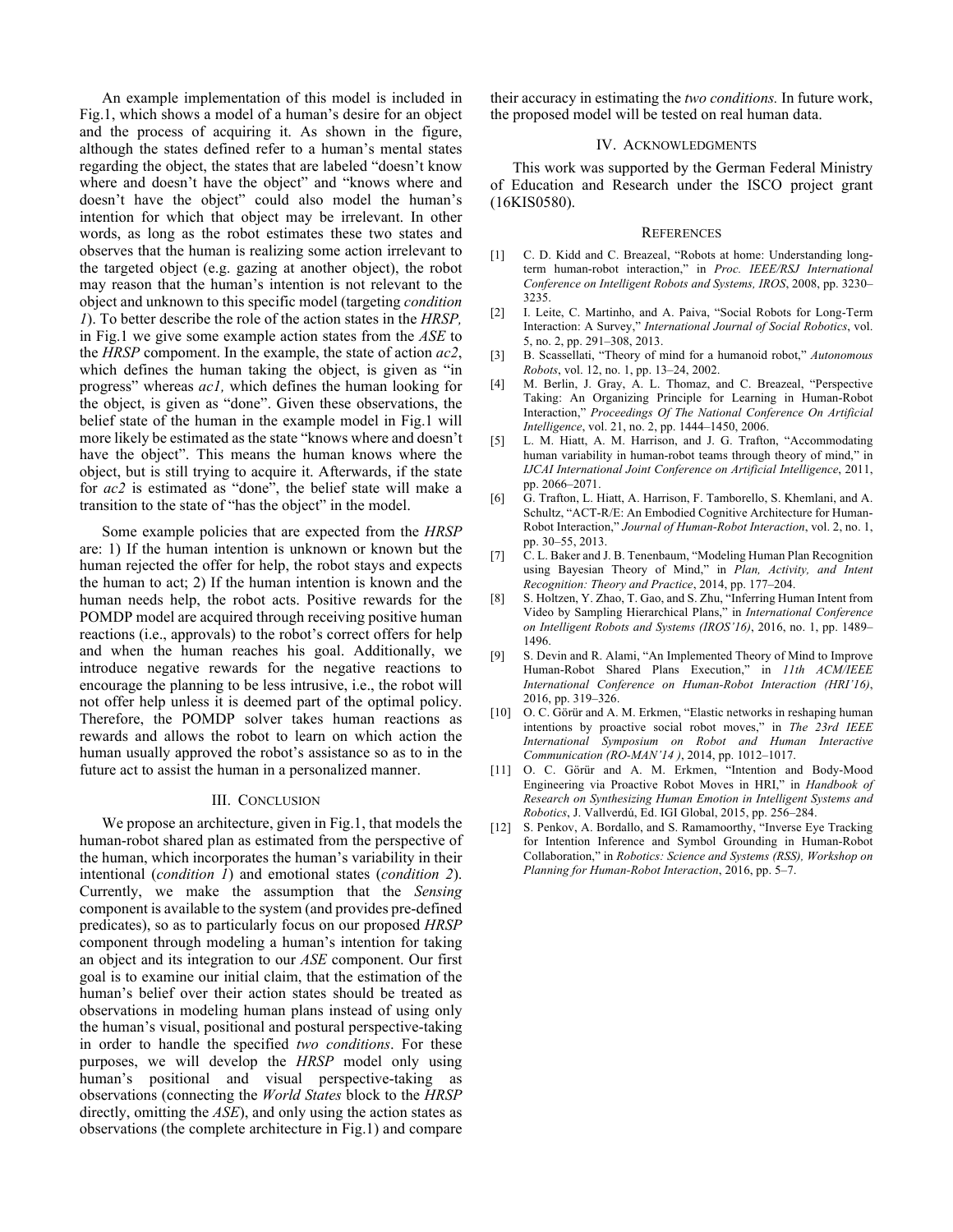An example implementation of this model is included in Fig.1, which shows a model of a human's desire for an object and the process of acquiring it. As shown in the figure, although the states defined refer to a human's mental states regarding the object, the states that are labeled "doesn't know where and doesn't have the object" and "knows where and doesn't have the object" could also model the human's intention for which that object may be irrelevant. In other words, as long as the robot estimates these two states and observes that the human is realizing some action irrelevant to the targeted object (e.g. gazing at another object), the robot may reason that the human's intention is not relevant to the object and unknown to this specific model (targeting *condition 1*). To better describe the role of the action states in the *HRSP,* in Fig.1 we give some example action states from the *ASE* to the *HRSP* compoment. In the example, the state of action *ac2*, which defines the human taking the object, is given as "in progress" whereas *ac1,* which defines the human looking for the object, is given as "done". Given these observations, the belief state of the human in the example model in Fig.1 will more likely be estimated as the state "knows where and doesn't have the object". This means the human knows where the object, but is still trying to acquire it. Afterwards, if the state for *ac2* is estimated as "done", the belief state will make a transition to the state of "has the object" in the model.

Some example policies that are expected from the *HRSP* are: 1) If the human intention is unknown or known but the human rejected the offer for help, the robot stays and expects the human to act; 2) If the human intention is known and the human needs help, the robot acts. Positive rewards for the POMDP model are acquired through receiving positive human reactions (i.e., approvals) to the robot's correct offers for help and when the human reaches his goal. Additionally, we introduce negative rewards for the negative reactions to encourage the planning to be less intrusive, i.e., the robot will not offer help unless it is deemed part of the optimal policy. Therefore, the POMDP solver takes human reactions as rewards and allows the robot to learn on which action the human usually approved the robot's assistance so as to in the future act to assist the human in a personalized manner.

## III. Conclusion

We propose an architecture, given in Fig.1, that models the human-robot shared plan as estimated from the perspective of the human, which incorporates the human's variability in their intentional (*condition 1*) and emotional states (*condition 2*). Currently, we make the assumption that the *Sensing* component is available to the system (and provides pre-defined predicates), so as to particularly focus on our proposed *HRSP* component through modeling a human's intention for taking an object and its integration to our *ASE* component. Our first goal is to examine our initial claim, that the estimation of the human's belief over their action states should be treated as observations in modeling human plans instead of using only the human's visual, positional and postural perspective-taking in order to handle the specified *two conditions*. For these purposes, we will develop the *HRSP* model only using human's positional and visual perspective-taking as observations (connecting the *World States* block to the *HRSP* directly, omitting the *ASE*), and only using the action states as observations (the complete architecture in Fig.1) and compare their accuracy in estimating the *two conditions.* In future work, the proposed model will be tested on real human data.

## IV. Acknowledgments

This work was supported by the German Federal Ministry of Education and Research under the ISCO project grant (16KIS0580).

## References

[1] C. D. Kidd and C. Breazeal, "Robots at home: Understanding long-term human-robot interaction," in *Proc. IEEE/RSJ International Conference on Intelligent Robots and Systems, IROS*, 2008, pp. 3230–3235.

[2] I. Leite, C. Martinho, and A. Paiva, "Social Robots for Long-Term Interaction: A Survey," *International Journal of Social Robotics*, vol. 5, no. 2, pp. 291–308, 2013.

[3] B. Scassellati, "Theory of mind for a humanoid robot," *Autonomous Robots*, vol. 12, no. 1, pp. 13–24, 2002.

[4] M. Berlin, J. Gray, A. L. Thomaz, and C. Breazeal, "Perspective Taking: An Organizing Principle for Learning in Human-Robot Interaction," *Proceedings Of The National Conference On Artificial Intelligence*, vol. 21, no. 2, pp. 1444–1450, 2006.

[5] L. M. Hiatt, A. M. Harrison, and J. G. Trafton, "Accommodating human variability in human-robot teams through theory of mind," in *IJCAI International Joint Conference on Artificial Intelligence*, 2011, pp. 2066–2071.

[6] G. Trafton, L. Hiatt, A. Harrison, F. Tamborello, S. Khemlani, and A. Schultz, "ACT-R/E: An Embodied Cognitive Architecture for Human-Robot Interaction," *Journal of Human-Robot Interaction*, vol. 2, no. 1, pp. 30–55, 2013.

[7] C. L. Baker and J. B. Tenenbaum, "Modeling Human Plan Recognition using Bayesian Theory of Mind," in *Plan, Activity, and Intent Recognition: Theory and Practice*, 2014, pp. 177–204.

[8] S. Holtzen, Y. Zhao, T. Gao, and S. Zhu, "Inferring Human Intent from Video by Sampling Hierarchical Plans," in *International Conference on Intelligent Robots and Systems (IROS'16)*, 2016, no. 1, pp. 1489–1496.

[9] S. Devin and R. Alami, "An Implemented Theory of Mind to Improve Human-Robot Shared Plans Execution," in *11th ACM/IEEE International Conference on Human-Robot Interaction (HRI'16)*, 2016, pp. 319–326.

[10] O. C. Görür and A. M. Erkmen, "Elastic networks in reshaping human intentions by proactive social robot moves," in *The 23rd IEEE International Symposium on Robot and Human Interactive Communication (RO-MAN'14 )*, 2014, pp. 1012–1017.

[11] O. C. Görür and A. M. Erkmen, "Intention and Body-Mood Engineering via Proactive Robot Moves in HRI," in *Handbook of Research on Synthesizing Human Emotion in Intelligent Systems and Robotics*, J. Vallverdú, Ed. IGI Global, 2015, pp. 256–284.

[12] S. Penkov, A. Bordallo, and S. Ramamoorthy, "Inverse Eye Tracking for Intention Inference and Symbol Grounding in Human-Robot Collaboration," in *Robotics: Science and Systems (RSS), Workshop on Planning for Human-Robot Interaction*, 2016, pp. 5–7.